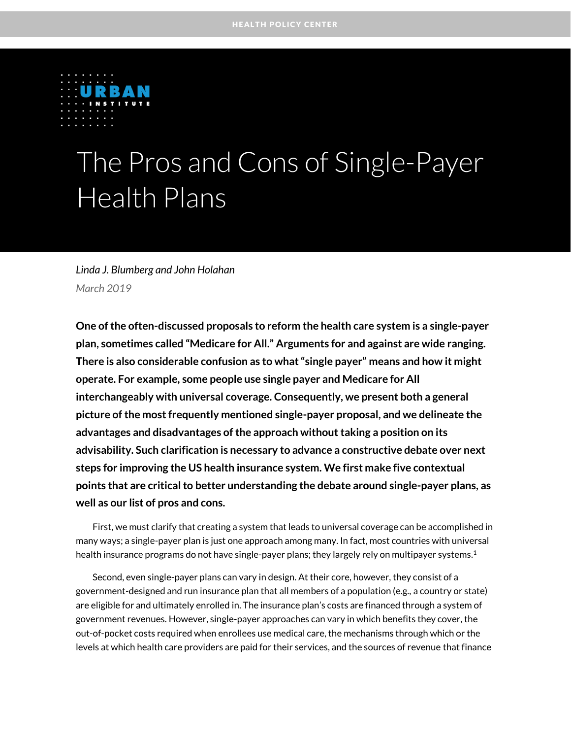HEALTH POLICY CENTER

URBAN INSTITUTE

# The Pros and Cons of Single-Payer Health Plans

*Linda J. Blumberg and John Holahan*

*March 2019*

**One of the often-discussed proposals to reform the health care system is a single-payer plan, sometimes called "Medicare for All." Arguments for and against are wide ranging. There is also considerable confusion as to what "single payer" means and how it might operate. For example, some people use single payer and Medicare for All interchangeably with universal coverage. Consequently, we present both a general picture of the most frequently mentioned single-payer proposal, and we delineate the advantages and disadvantages of the approach without taking a position on its advisability. Such clarification is necessary to advance a constructive debate over next steps for improving the US health insurance system. We first make five contextual points that are critical to better understanding the debate around single-payer plans, as well as our list of pros and cons.**

First, we must clarify that creating a system that leads to universal coverage can be accomplished in many ways; a single-payer plan is just one approach among many. In fact, most countries with universal health insurance programs do not have single-payer plans; they largely rely on multipayer systems.[1]

Second, even single-payer plans can vary in design. At their core, however, they consist of a government-designed and run insurance plan that all members of a population (e.g., a country or state) are eligible for and ultimately enrolled in. The insurance plan's costs are financed through a system of government revenues. However, single-payer approaches can vary in which benefits they cover, the out-of-pocket costs required when enrollees use medical care, the mechanisms through which or the levels at which health care providers are paid for their services, and the sources of revenue that finance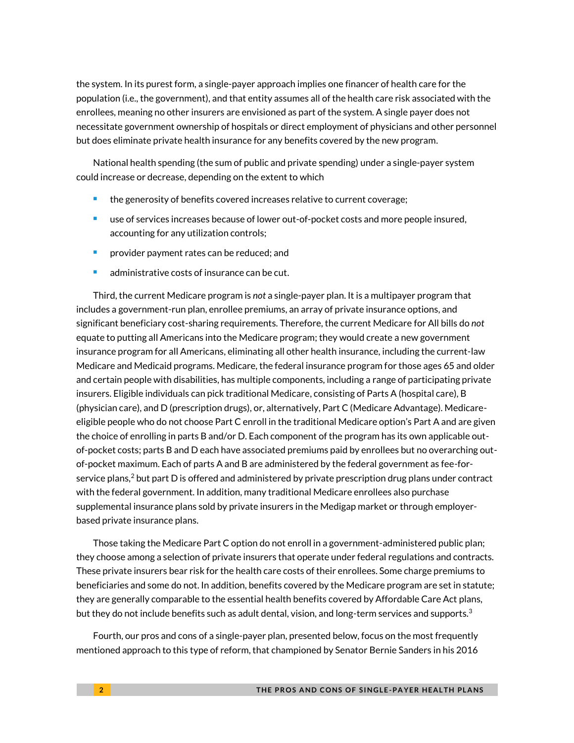the system. In its purest form, a single-payer approach implies one financer of health care for the population (i.e., the government), and that entity assumes all of the health care risk associated with the enrollees, meaning no other insurers are envisioned as part of the system. A single payer does not necessitate government ownership of hospitals or direct employment of physicians and other personnel but does eliminate private health insurance for any benefits covered by the new program.

National health spending (the sum of public and private spending) under a single-payer system could increase or decrease, depending on the extent to which

- the generosity of benefits covered increases relative to current coverage;
- use of services increases because of lower out-of-pocket costs and more people insured, accounting for any utilization controls;
- provider payment rates can be reduced; and
- administrative costs of insurance can be cut.

Third, the current Medicare program is *not* a single-payer plan. It is a multipayer program that includes a government-run plan, enrollee premiums, an array of private insurance options, and significant beneficiary cost-sharing requirements. Therefore, the current Medicare for All bills do *not* equate to putting all Americans into the Medicare program; they would create a new government insurance program for all Americans, eliminating all other health insurance, including the current-law Medicare and Medicaid programs. Medicare, the federal insurance program for those ages 65 and older and certain people with disabilities, has multiple components, including a range of participating private insurers. Eligible individuals can pick traditional Medicare, consisting of Parts A (hospital care), B (physician care), and D (prescription drugs), or, alternatively, Part C (Medicare Advantage). Medicare-eligible people who do not choose Part C enroll in the traditional Medicare option's Part A and are given the choice of enrolling in parts B and/or D. Each component of the program has its own applicable out-of-pocket costs; parts B and D each have associated premiums paid by enrollees but no overarching out-of-pocket maximum. Each of parts A and B are administered by the federal government as fee-for-service plans,[2] but part D is offered and administered by private prescription drug plans under contract with the federal government. In addition, many traditional Medicare enrollees also purchase supplemental insurance plans sold by private insurers in the Medigap market or through employer-based private insurance plans.

Those taking the Medicare Part C option do not enroll in a government-administered public plan; they choose among a selection of private insurers that operate under federal regulations and contracts. These private insurers bear risk for the health care costs of their enrollees. Some charge premiums to beneficiaries and some do not. In addition, benefits covered by the Medicare program are set in statute; they are generally comparable to the essential health benefits covered by Affordable Care Act plans, but they do not include benefits such as adult dental, vision, and long-term services and supports.[3]

Fourth, our pros and cons of a single-payer plan, presented below, focus on the most frequently mentioned approach to this type of reform, that championed by Senator Bernie Sanders in his 2016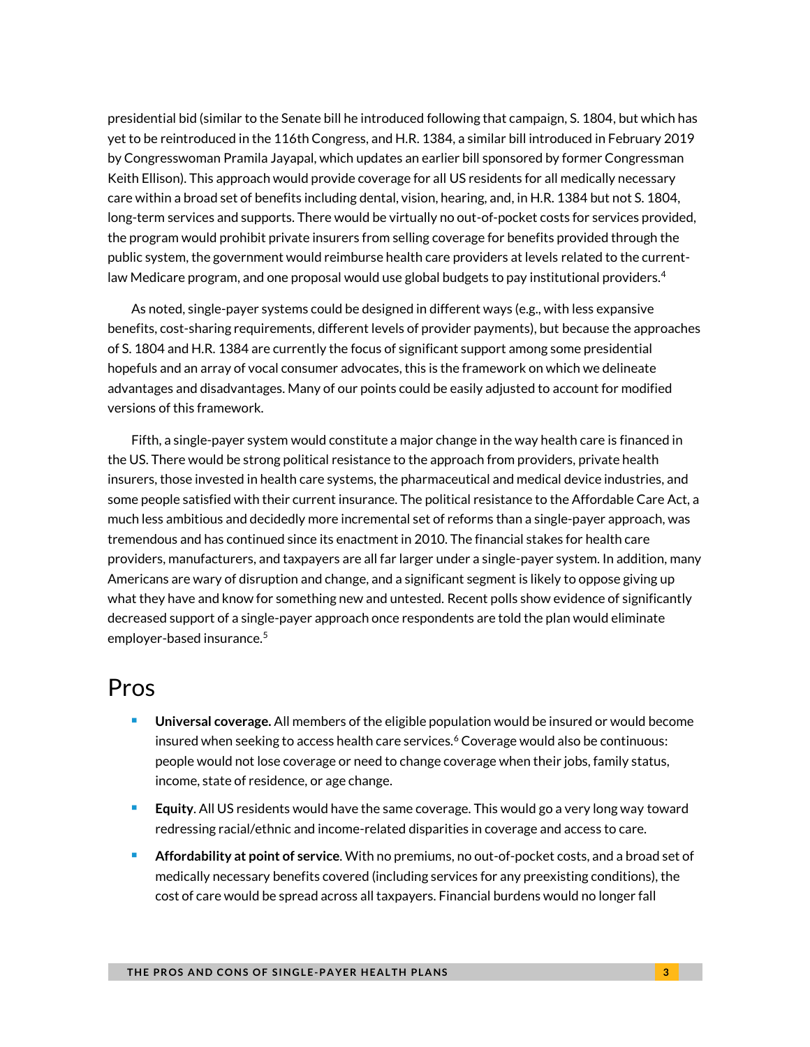presidential bid (similar to the Senate bill he introduced following that campaign, S. 1804, but which has yet to be reintroduced in the 116th Congress, and H.R. 1384, a similar bill introduced in February 2019 by Congresswoman Pramila Jayapal, which updates an earlier bill sponsored by former Congressman Keith Ellison). This approach would provide coverage for all US residents for all medically necessary care within a broad set of benefits including dental, vision, hearing, and, in H.R. 1384 but not S. 1804, long-term services and supports. There would be virtually no out-of-pocket costs for services provided, the program would prohibit private insurers from selling coverage for benefits provided through the public system, the government would reimburse health care providers at levels related to the current-law Medicare program, and one proposal would use global budgets to pay institutional providers.[4]

As noted, single-payer systems could be designed in different ways (e.g., with less expansive benefits, cost-sharing requirements, different levels of provider payments), but because the approaches of S. 1804 and H.R. 1384 are currently the focus of significant support among some presidential hopefuls and an array of vocal consumer advocates, this is the framework on which we delineate advantages and disadvantages. Many of our points could be easily adjusted to account for modified versions of this framework.

Fifth, a single-payer system would constitute a major change in the way health care is financed in the US. There would be strong political resistance to the approach from providers, private health insurers, those invested in health care systems, the pharmaceutical and medical device industries, and some people satisfied with their current insurance. The political resistance to the Affordable Care Act, a much less ambitious and decidedly more incremental set of reforms than a single-payer approach, was tremendous and has continued since its enactment in 2010. The financial stakes for health care providers, manufacturers, and taxpayers are all far larger under a single-payer system. In addition, many Americans are wary of disruption and change, and a significant segment is likely to oppose giving up what they have and know for something new and untested. Recent polls show evidence of significantly decreased support of a single-payer approach once respondents are told the plan would eliminate employer-based insurance.[5]

## Pros

- **Universal coverage.** All members of the eligible population would be insured or would become insured when seeking to access health care services.[6] Coverage would also be continuous: people would not lose coverage or need to change coverage when their jobs, family status, income, state of residence, or age change.
- **Equity**. All US residents would have the same coverage. This would go a very long way toward redressing racial/ethnic and income-related disparities in coverage and access to care.
- **Affordability at point of service**. With no premiums, no out-of-pocket costs, and a broad set of medically necessary benefits covered (including services for any preexisting conditions), the cost of care would be spread across all taxpayers. Financial burdens would no longer fall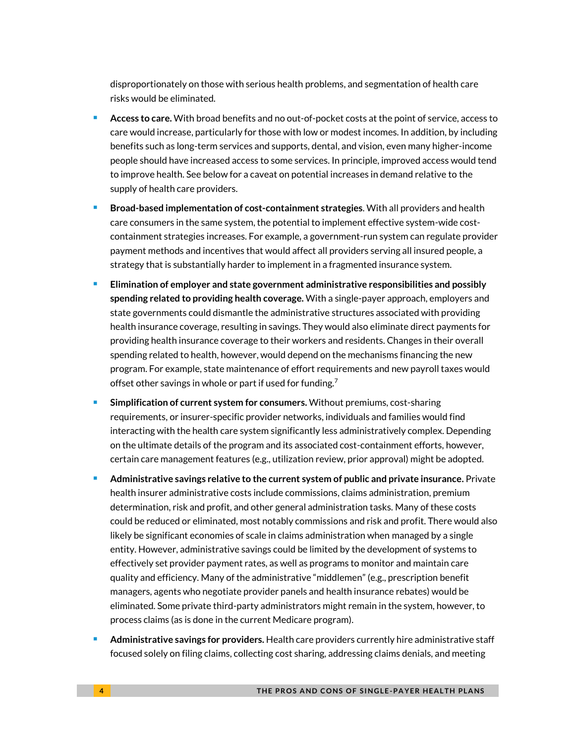disproportionately on those with serious health problems, and segmentation of health care risks would be eliminated.

- **Access to care.** With broad benefits and no out-of-pocket costs at the point of service, access to care would increase, particularly for those with low or modest incomes. In addition, by including benefits such as long-term services and supports, dental, and vision, even many higher-income people should have increased access to some services. In principle, improved access would tend to improve health. See below for a caveat on potential increases in demand relative to the supply of health care providers.
- **Broad-based implementation of cost-containment strategies**. With all providers and health care consumers in the same system, the potential to implement effective system-wide cost-containment strategies increases. For example, a government-run system can regulate provider payment methods and incentives that would affect all providers serving all insured people, a strategy that is substantially harder to implement in a fragmented insurance system.
- **Elimination of employer and state government administrative responsibilities and possibly spending related to providing health coverage.** With a single-payer approach, employers and state governments could dismantle the administrative structures associated with providing health insurance coverage, resulting in savings. They would also eliminate direct payments for providing health insurance coverage to their workers and residents. Changes in their overall spending related to health, however, would depend on the mechanisms financing the new program. For example, state maintenance of effort requirements and new payroll taxes would offset other savings in whole or part if used for funding.[7]
- **Simplification of current system for consumers.** Without premiums, cost-sharing requirements, or insurer-specific provider networks, individuals and families would find interacting with the health care system significantly less administratively complex. Depending on the ultimate details of the program and its associated cost-containment efforts, however, certain care management features (e.g., utilization review, prior approval) might be adopted.
- **Administrative savings relative to the current system of public and private insurance.** Private health insurer administrative costs include commissions, claims administration, premium determination, risk and profit, and other general administration tasks. Many of these costs could be reduced or eliminated, most notably commissions and risk and profit. There would also likely be significant economies of scale in claims administration when managed by a single entity. However, administrative savings could be limited by the development of systems to effectively set provider payment rates, as well as programs to monitor and maintain care quality and efficiency. Many of the administrative "middlemen" (e.g., prescription benefit managers, agents who negotiate provider panels and health insurance rebates) would be eliminated. Some private third-party administrators might remain in the system, however, to process claims (as is done in the current Medicare program).
- **Administrative savings for providers.** Health care providers currently hire administrative staff focused solely on filing claims, collecting cost sharing, addressing claims denials, and meeting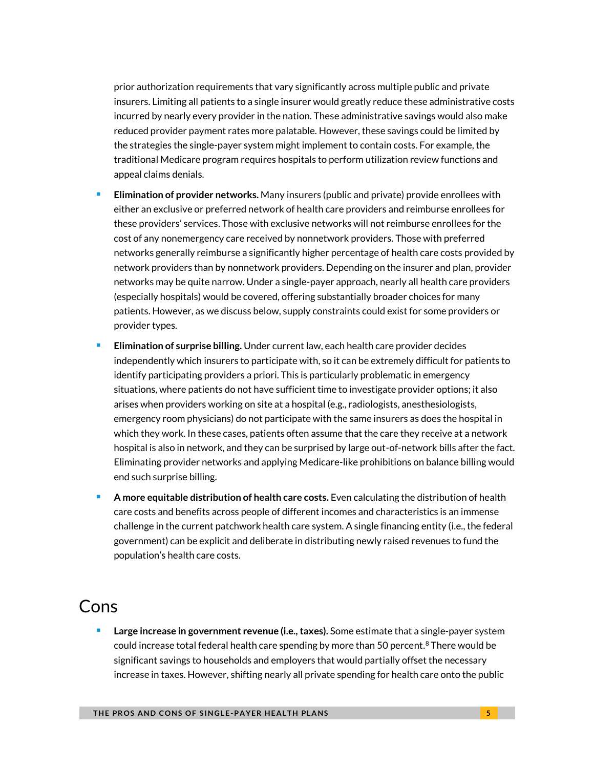prior authorization requirements that vary significantly across multiple public and private insurers. Limiting all patients to a single insurer would greatly reduce these administrative costs incurred by nearly every provider in the nation. These administrative savings would also make reduced provider payment rates more palatable. However, these savings could be limited by the strategies the single-payer system might implement to contain costs. For example, the traditional Medicare program requires hospitals to perform utilization review functions and appeal claims denials.

- **Elimination of provider networks.** Many insurers (public and private) provide enrollees with either an exclusive or preferred network of health care providers and reimburse enrollees for these providers' services. Those with exclusive networks will not reimburse enrollees for the cost of any nonemergency care received by nonnetwork providers. Those with preferred networks generally reimburse a significantly higher percentage of health care costs provided by network providers than by nonnetwork providers. Depending on the insurer and plan, provider networks may be quite narrow. Under a single-payer approach, nearly all health care providers (especially hospitals) would be covered, offering substantially broader choices for many patients. However, as we discuss below, supply constraints could exist for some providers or provider types.
- **Elimination of surprise billing.** Under current law, each health care provider decides independently which insurers to participate with, so it can be extremely difficult for patients to identify participating providers a priori. This is particularly problematic in emergency situations, where patients do not have sufficient time to investigate provider options; it also arises when providers working on site at a hospital (e.g., radiologists, anesthesiologists, emergency room physicians) do not participate with the same insurers as does the hospital in which they work. In these cases, patients often assume that the care they receive at a network hospital is also in network, and they can be surprised by large out-of-network bills after the fact. Eliminating provider networks and applying Medicare-like prohibitions on balance billing would end such surprise billing.
- **A more equitable distribution of health care costs.** Even calculating the distribution of health care costs and benefits across people of different incomes and characteristics is an immense challenge in the current patchwork health care system. A single financing entity (i.e., the federal government) can be explicit and deliberate in distributing newly raised revenues to fund the population's health care costs.

## Cons

- **Large increase in government revenue (i.e., taxes).** Some estimate that a single-payer system could increase total federal health care spending by more than 50 percent.[8] There would be significant savings to households and employers that would partially offset the necessary increase in taxes. However, shifting nearly all private spending for health care onto the public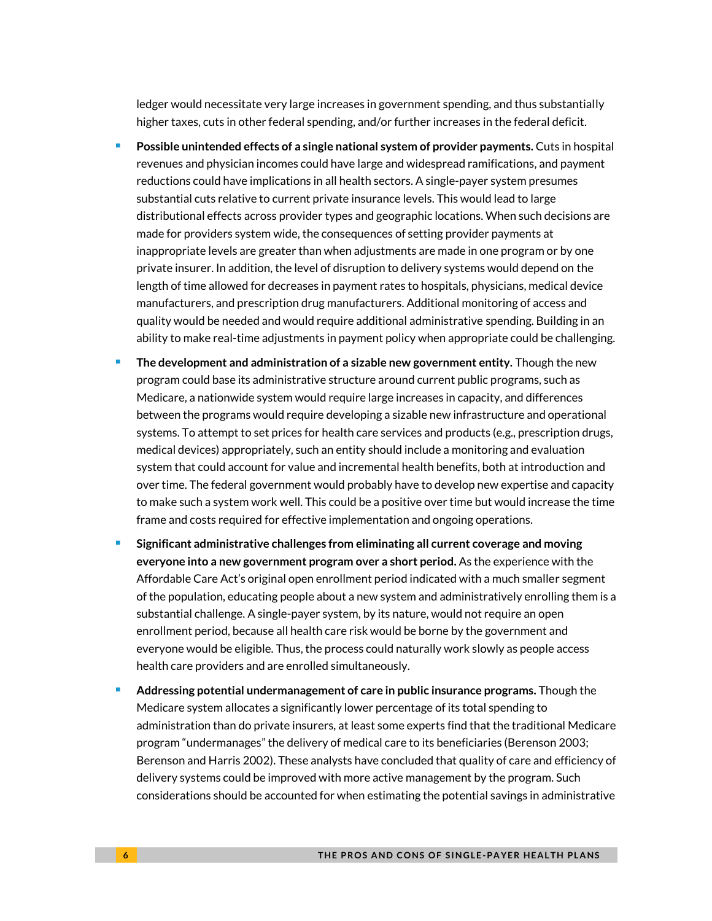ledger would necessitate very large increases in government spending, and thus substantially higher taxes, cuts in other federal spending, and/or further increases in the federal deficit.

- **Possible unintended effects of a single national system of provider payments.** Cuts in hospital revenues and physician incomes could have large and widespread ramifications, and payment reductions could have implications in all health sectors. A single-payer system presumes substantial cuts relative to current private insurance levels. This would lead to large distributional effects across provider types and geographic locations. When such decisions are made for providers system wide, the consequences of setting provider payments at inappropriate levels are greater than when adjustments are made in one program or by one private insurer. In addition, the level of disruption to delivery systems would depend on the length of time allowed for decreases in payment rates to hospitals, physicians, medical device manufacturers, and prescription drug manufacturers. Additional monitoring of access and quality would be needed and would require additional administrative spending. Building in an ability to make real-time adjustments in payment policy when appropriate could be challenging.
- **The development and administration of a sizable new government entity.** Though the new program could base its administrative structure around current public programs, such as Medicare, a nationwide system would require large increases in capacity, and differences between the programs would require developing a sizable new infrastructure and operational systems. To attempt to set prices for health care services and products (e.g., prescription drugs, medical devices) appropriately, such an entity should include a monitoring and evaluation system that could account for value and incremental health benefits, both at introduction and over time. The federal government would probably have to develop new expertise and capacity to make such a system work well. This could be a positive over time but would increase the time frame and costs required for effective implementation and ongoing operations.
- **Significant administrative challenges from eliminating all current coverage and moving everyone into a new government program over a short period.** As the experience with the Affordable Care Act's original open enrollment period indicated with a much smaller segment of the population, educating people about a new system and administratively enrolling them is a substantial challenge. A single-payer system, by its nature, would not require an open enrollment period, because all health care risk would be borne by the government and everyone would be eligible. Thus, the process could naturally work slowly as people access health care providers and are enrolled simultaneously.
- **Addressing potential undermanagement of care in public insurance programs.** Though the Medicare system allocates a significantly lower percentage of its total spending to administration than do private insurers, at least some experts find that the traditional Medicare program "undermanages" the delivery of medical care to its beneficiaries (Berenson 2003; Berenson and Harris 2002). These analysts have concluded that quality of care and efficiency of delivery systems could be improved with more active management by the program. Such considerations should be accounted for when estimating the potential savings in administrative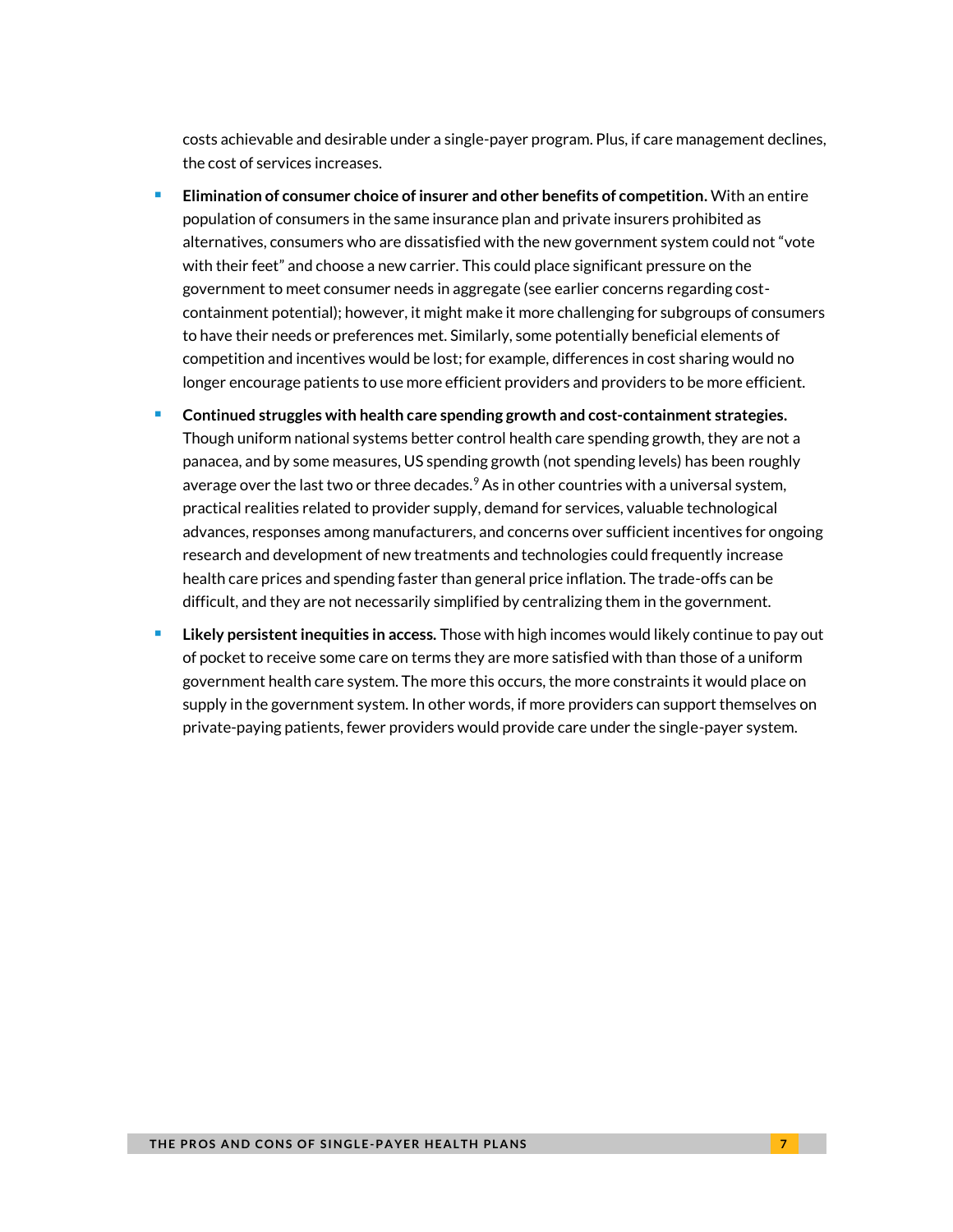costs achievable and desirable under a single-payer program. Plus, if care management declines, the cost of services increases.

- **Elimination of consumer choice of insurer and other benefits of competition.** With an entire population of consumers in the same insurance plan and private insurers prohibited as alternatives, consumers who are dissatisfied with the new government system could not "vote with their feet" and choose a new carrier. This could place significant pressure on the government to meet consumer needs in aggregate (see earlier concerns regarding cost-containment potential); however, it might make it more challenging for subgroups of consumers to have their needs or preferences met. Similarly, some potentially beneficial elements of competition and incentives would be lost; for example, differences in cost sharing would no longer encourage patients to use more efficient providers and providers to be more efficient.
- **Continued struggles with health care spending growth and cost-containment strategies.** Though uniform national systems better control health care spending growth, they are not a panacea, and by some measures, US spending growth (not spending levels) has been roughly average over the last two or three decades.[9] As in other countries with a universal system, practical realities related to provider supply, demand for services, valuable technological advances, responses among manufacturers, and concerns over sufficient incentives for ongoing research and development of new treatments and technologies could frequently increase health care prices and spending faster than general price inflation. The trade-offs can be difficult, and they are not necessarily simplified by centralizing them in the government.
- **Likely persistent inequities in access.** Those with high incomes would likely continue to pay out of pocket to receive some care on terms they are more satisfied with than those of a uniform government health care system. The more this occurs, the more constraints it would place on supply in the government system. In other words, if more providers can support themselves on private-paying patients, fewer providers would provide care under the single-payer system.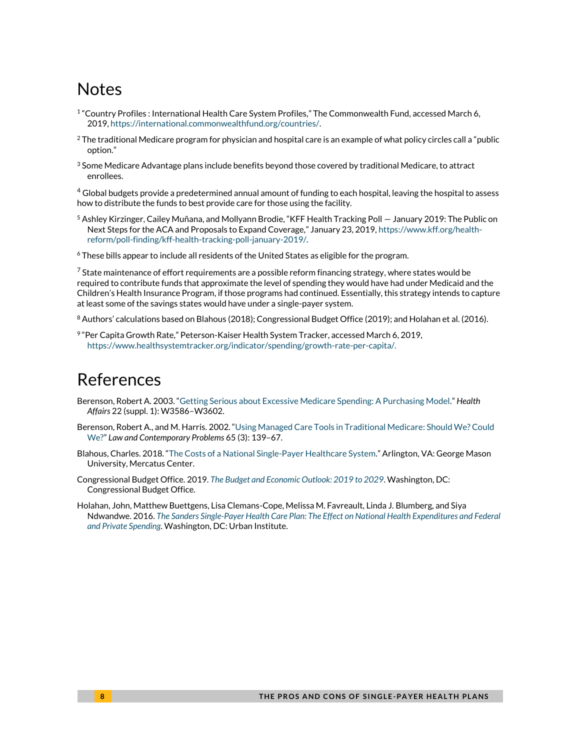# Notes

[1] "Country Profiles : International Health Care System Profiles," The Commonwealth Fund, accessed March 6, 2019, https://international.commonwealthfund.org/countries/.

[2] The traditional Medicare program for physician and hospital care is an example of what policy circles call a "public option."

[3] Some Medicare Advantage plans include benefits beyond those covered by traditional Medicare, to attract enrollees.

[4] Global budgets provide a predetermined annual amount of funding to each hospital, leaving the hospital to assess how to distribute the funds to best provide care for those using the facility.

[5] Ashley Kirzinger, Cailey Muñana, and Mollyann Brodie, "KFF Health Tracking Poll — January 2019: The Public on Next Steps for the ACA and Proposals to Expand Coverage," January 23, 2019, https://www.kff.org/health-reform/poll-finding/kff-health-tracking-poll-january-2019/.

[6] These bills appear to include all residents of the United States as eligible for the program.

[7] State maintenance of effort requirements are a possible reform financing strategy, where states would be required to contribute funds that approximate the level of spending they would have had under Medicaid and the Children's Health Insurance Program, if those programs had continued. Essentially, this strategy intends to capture at least some of the savings states would have under a single-payer system.

[8] Authors' calculations based on Blahous (2018); Congressional Budget Office (2019); and Holahan et al. (2016).

[9] "Per Capita Growth Rate," Peterson-Kaiser Health System Tracker, accessed March 6, 2019, https://www.healthsystemtracker.org/indicator/spending/growth-rate-per-capita/.

# References

Berenson, Robert A. 2003. "Getting Serious about Excessive Medicare Spending: A Purchasing Model." *Health Affairs* 22 (suppl. 1): W3586–W3602.

Berenson, Robert A., and M. Harris. 2002. "Using Managed Care Tools in Traditional Medicare: Should We? Could We?" *Law and Contemporary Problems* 65 (3): 139–67.

Blahous, Charles. 2018. "The Costs of a National Single-Payer Healthcare System." Arlington, VA: George Mason University, Mercatus Center.

Congressional Budget Office. 2019. *The Budget and Economic Outlook: 2019 to 2029*. Washington, DC: Congressional Budget Office.

Holahan, John, Matthew Buettgens, Lisa Clemans-Cope, Melissa M. Favreault, Linda J. Blumberg, and Siya Ndwandwe. 2016. *The Sanders Single-Payer Health Care Plan: The Effect on National Health Expenditures and Federal and Private Spending*. Washington, DC: Urban Institute.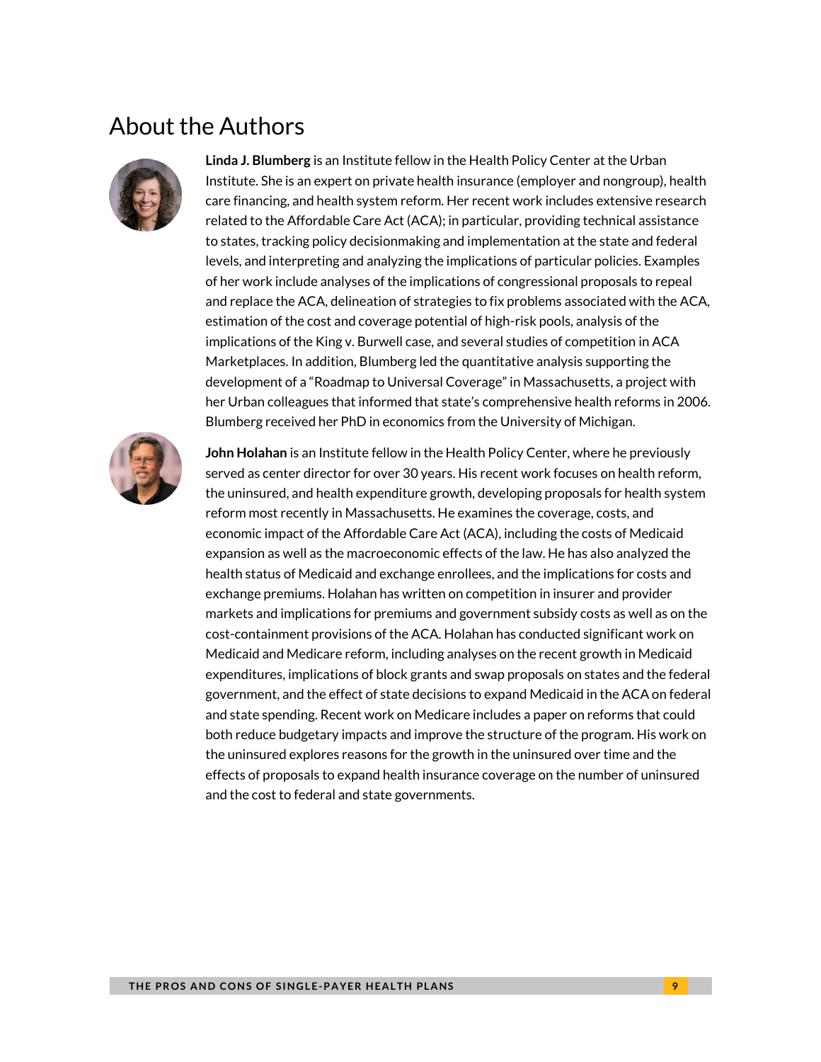## About the Authors

**Linda J. Blumberg** is an Institute fellow in the Health Policy Center at the Urban Institute. She is an expert on private health insurance (employer and nongroup), health care financing, and health system reform. Her recent work includes extensive research related to the Affordable Care Act (ACA); in particular, providing technical assistance to states, tracking policy decisionmaking and implementation at the state and federal levels, and interpreting and analyzing the implications of particular policies. Examples of her work include analyses of the implications of congressional proposals to repeal and replace the ACA, delineation of strategies to fix problems associated with the ACA, estimation of the cost and coverage potential of high-risk pools, analysis of the implications of the King v. Burwell case, and several studies of competition in ACA Marketplaces. In addition, Blumberg led the quantitative analysis supporting the development of a "Roadmap to Universal Coverage" in Massachusetts, a project with her Urban colleagues that informed that state's comprehensive health reforms in 2006. Blumberg received her PhD in economics from the University of Michigan.

**John Holahan** is an Institute fellow in the Health Policy Center, where he previously served as center director for over 30 years. His recent work focuses on health reform, the uninsured, and health expenditure growth, developing proposals for health system reform most recently in Massachusetts. He examines the coverage, costs, and economic impact of the Affordable Care Act (ACA), including the costs of Medicaid expansion as well as the macroeconomic effects of the law. He has also analyzed the health status of Medicaid and exchange enrollees, and the implications for costs and exchange premiums. Holahan has written on competition in insurer and provider markets and implications for premiums and government subsidy costs as well as on the cost-containment provisions of the ACA. Holahan has conducted significant work on Medicaid and Medicare reform, including analyses on the recent growth in Medicaid expenditures, implications of block grants and swap proposals on states and the federal government, and the effect of state decisions to expand Medicaid in the ACA on federal and state spending. Recent work on Medicare includes a paper on reforms that could both reduce budgetary impacts and improve the structure of the program. His work on the uninsured explores reasons for the growth in the uninsured over time and the effects of proposals to expand health insurance coverage on the number of uninsured and the cost to federal and state governments.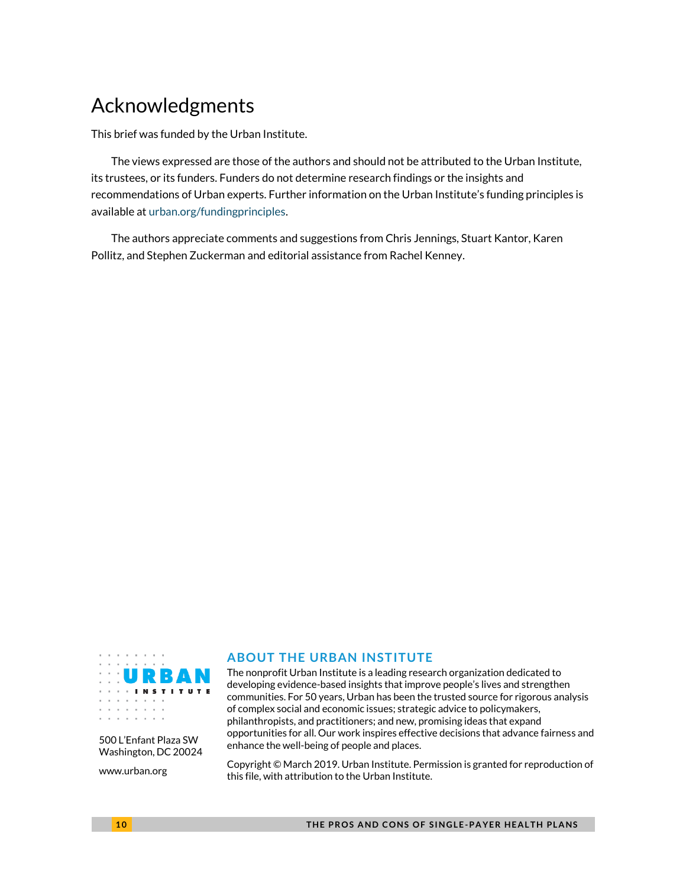# Acknowledgments

This brief was funded by the Urban Institute.

The views expressed are those of the authors and should not be attributed to the Urban Institute, its trustees, or its funders. Funders do not determine research findings or the insights and recommendations of Urban experts. Further information on the Urban Institute's funding principles is available at urban.org/fundingprinciples.

The authors appreciate comments and suggestions from Chris Jennings, Stuart Kantor, Karen Pollitz, and Stephen Zuckerman and editorial assistance from Rachel Kenney.

URBAN INSTITUTE

500 L'Enfant Plaza SW
Washington, DC 20024

www.urban.org

## ABOUT THE URBAN INSTITUTE

The nonprofit Urban Institute is a leading research organization dedicated to developing evidence-based insights that improve people's lives and strengthen communities. For 50 years, Urban has been the trusted source for rigorous analysis of complex social and economic issues; strategic advice to policymakers, philanthropists, and practitioners; and new, promising ideas that expand opportunities for all. Our work inspires effective decisions that advance fairness and enhance the well-being of people and places.

Copyright © March 2019. Urban Institute. Permission is granted for reproduction of this file, with attribution to the Urban Institute.